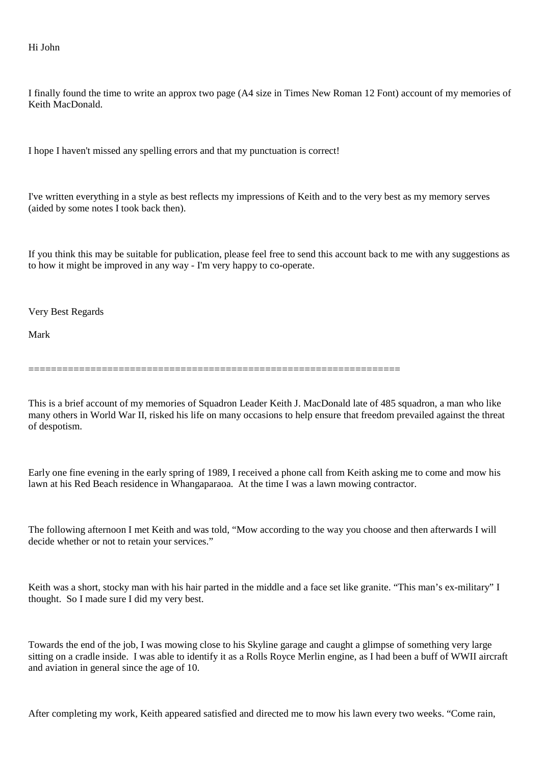Hi John

I finally found the time to write an approx two page (A4 size in Times New Roman 12 Font) account of my memories of Keith MacDonald.

I hope I haven't missed any spelling errors and that my punctuation is correct!

I've written everything in a style as best reflects my impressions of Keith and to the very best as my memory serves (aided by some notes I took back then).

If you think this may be suitable for publication, please feel free to send this account back to me with any suggestions as to how it might be improved in any way - I'm very happy to co-operate.

Very Best Regards

Mark

=================================================================

This is a brief account of my memories of Squadron Leader Keith J. MacDonald late of 485 squadron, a man who like many others in World War II, risked his life on many occasions to help ensure that freedom prevailed against the threat of despotism.

Early one fine evening in the early spring of 1989, I received a phone call from Keith asking me to come and mow his lawn at his Red Beach residence in Whangaparaoa. At the time I was a lawn mowing contractor.

The following afternoon I met Keith and was told, "Mow according to the way you choose and then afterwards I will decide whether or not to retain your services."

Keith was a short, stocky man with his hair parted in the middle and a face set like granite. "This man's ex-military" I thought. So I made sure I did my very best.

Towards the end of the job, I was mowing close to his Skyline garage and caught a glimpse of something very large sitting on a cradle inside. I was able to identify it as a Rolls Royce Merlin engine, as I had been a buff of WWII aircraft and aviation in general since the age of 10.

After completing my work, Keith appeared satisfied and directed me to mow his lawn every two weeks. "Come rain,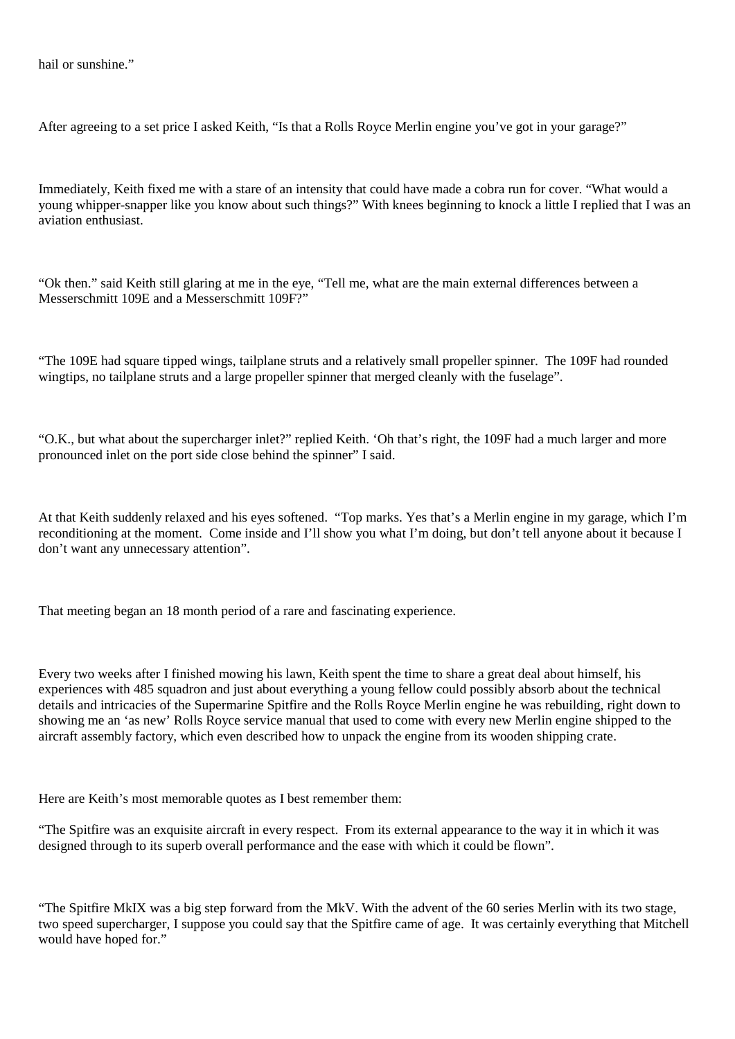hail or sunshine."

After agreeing to a set price I asked Keith, "Is that a Rolls Royce Merlin engine you've got in your garage?"

Immediately, Keith fixed me with a stare of an intensity that could have made a cobra run for cover. "What would a young whipper-snapper like you know about such things?" With knees beginning to knock a little I replied that I was an aviation enthusiast.

"Ok then." said Keith still glaring at me in the eye, "Tell me, what are the main external differences between a Messerschmitt 109E and a Messerschmitt 109F?"

"The 109E had square tipped wings, tailplane struts and a relatively small propeller spinner. The 109F had rounded wingtips, no tailplane struts and a large propeller spinner that merged cleanly with the fuselage".

"O.K., but what about the supercharger inlet?" replied Keith. 'Oh that's right, the 109F had a much larger and more pronounced inlet on the port side close behind the spinner" I said.

At that Keith suddenly relaxed and his eyes softened. "Top marks. Yes that's a Merlin engine in my garage, which I'm reconditioning at the moment. Come inside and I'll show you what I'm doing, but don't tell anyone about it because I don't want any unnecessary attention".

That meeting began an 18 month period of a rare and fascinating experience.

Every two weeks after I finished mowing his lawn, Keith spent the time to share a great deal about himself, his experiences with 485 squadron and just about everything a young fellow could possibly absorb about the technical details and intricacies of the Supermarine Spitfire and the Rolls Royce Merlin engine he was rebuilding, right down to showing me an 'as new' Rolls Royce service manual that used to come with every new Merlin engine shipped to the aircraft assembly factory, which even described how to unpack the engine from its wooden shipping crate.

Here are Keith's most memorable quotes as I best remember them:

"The Spitfire was an exquisite aircraft in every respect. From its external appearance to the way it in which it was designed through to its superb overall performance and the ease with which it could be flown".

"The Spitfire MkIX was a big step forward from the MkV. With the advent of the 60 series Merlin with its two stage, two speed supercharger, I suppose you could say that the Spitfire came of age. It was certainly everything that Mitchell would have hoped for."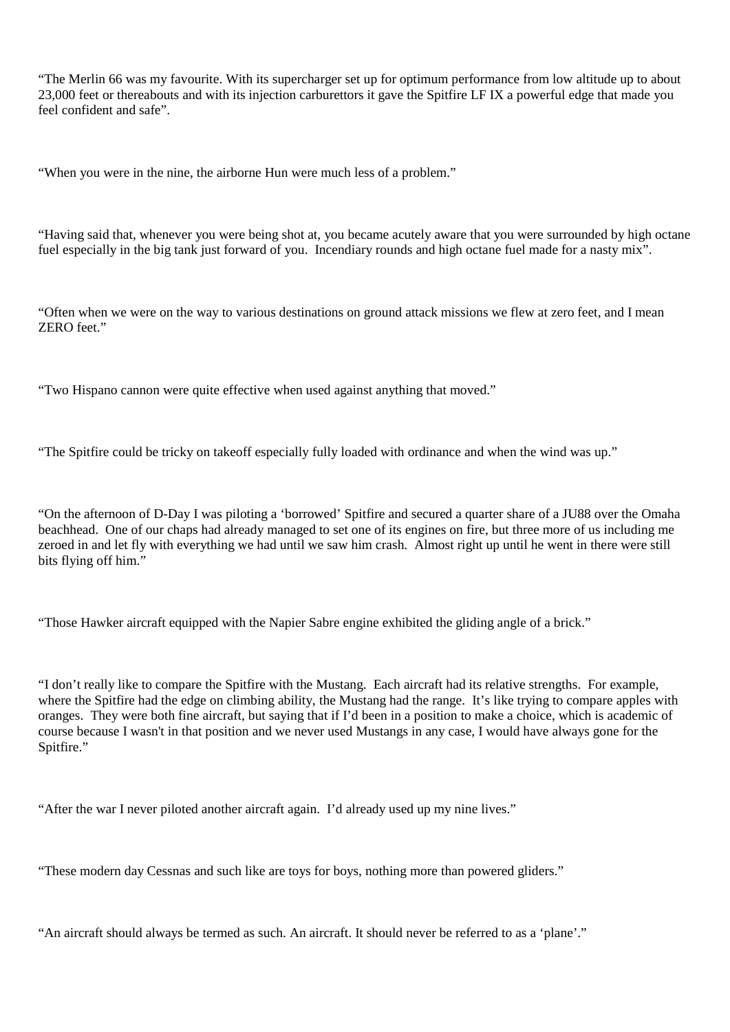"The Merlin 66 was my favourite. With its supercharger set up for optimum performance from low altitude up to about 23,000 feet or thereabouts and with its injection carburettors it gave the Spitfire LF IX a powerful edge that made you feel confident and safe".

"When you were in the nine, the airborne Hun were much less of a problem."

"Having said that, whenever you were being shot at, you became acutely aware that you were surrounded by high octane fuel especially in the big tank just forward of you. Incendiary rounds and high octane fuel made for a nasty mix".

"Often when we were on the way to various destinations on ground attack missions we flew at zero feet, and I mean ZERO feet."

"Two Hispano cannon were quite effective when used against anything that moved."

"The Spitfire could be tricky on takeoff especially fully loaded with ordinance and when the wind was up."

"On the afternoon of D-Day I was piloting a 'borrowed' Spitfire and secured a quarter share of a JU88 over the Omaha beachhead. One of our chaps had already managed to set one of its engines on fire, but three more of us including me zeroed in and let fly with everything we had until we saw him crash. Almost right up until he went in there were still bits flying off him."

"Those Hawker aircraft equipped with the Napier Sabre engine exhibited the gliding angle of a brick."

"I don't really like to compare the Spitfire with the Mustang. Each aircraft had its relative strengths. For example, where the Spitfire had the edge on climbing ability, the Mustang had the range. It's like trying to compare apples with oranges. They were both fine aircraft, but saying that if I'd been in a position to make a choice, which is academic of course because I wasn't in that position and we never used Mustangs in any case, I would have always gone for the Spitfire."

"After the war I never piloted another aircraft again. I'd already used up my nine lives."

"These modern day Cessnas and such like are toys for boys, nothing more than powered gliders."

"An aircraft should always be termed as such. An aircraft. It should never be referred to as a 'plane'."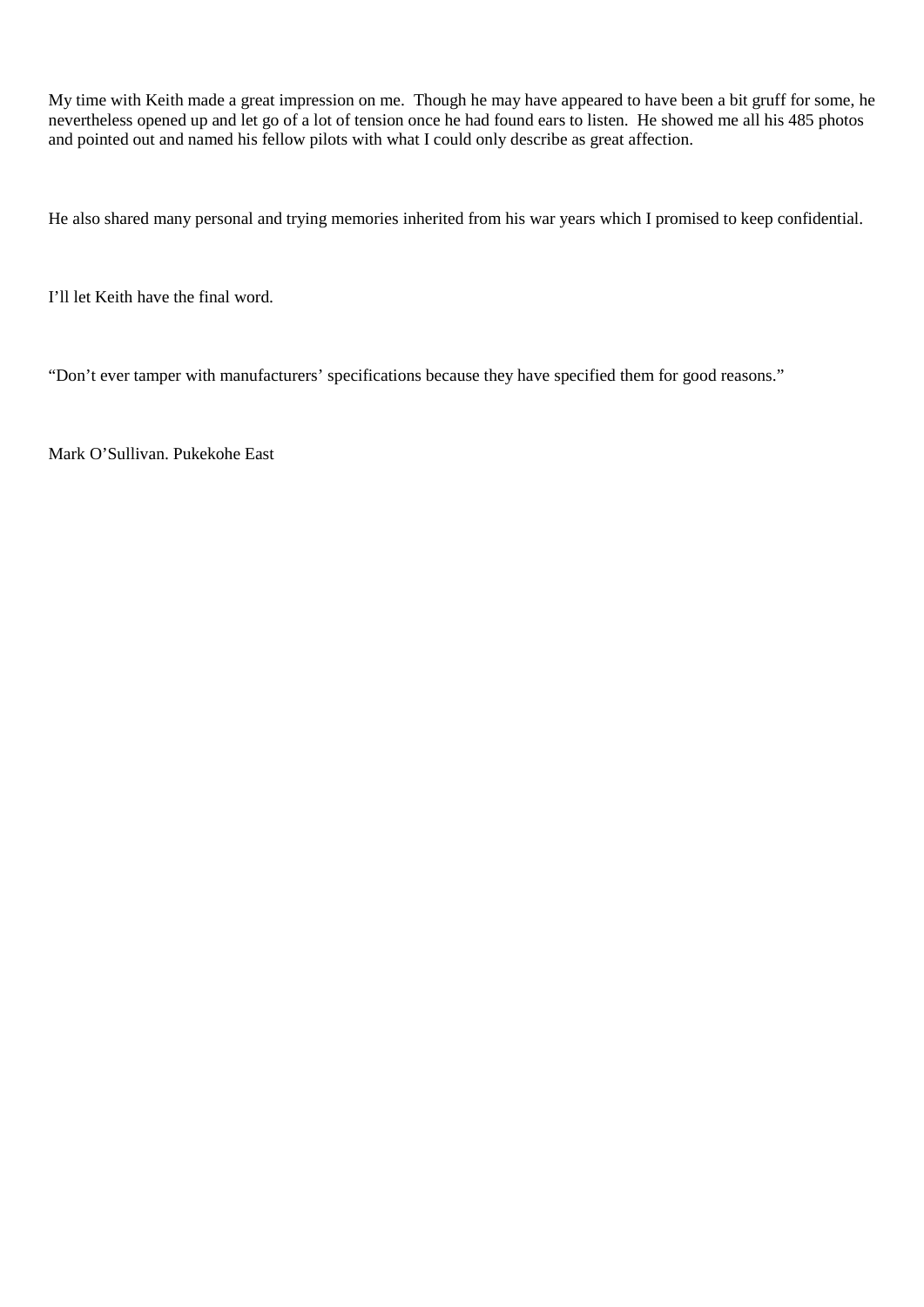My time with Keith made a great impression on me.  Though he may have appeared to have been a bit gruff for some, he nevertheless opened up and let go of a lot of tension once he had found ears to listen.  He showed me all his 485 photos and pointed out and named his fellow pilots with what I could only describe as great affection.

He also shared many personal and trying memories inherited from his war years which I promised to keep confidential.

I'll let Keith have the final word.

"Don't ever tamper with manufacturers' specifications because they have specified them for good reasons."

Mark O'Sullivan. Pukekohe East